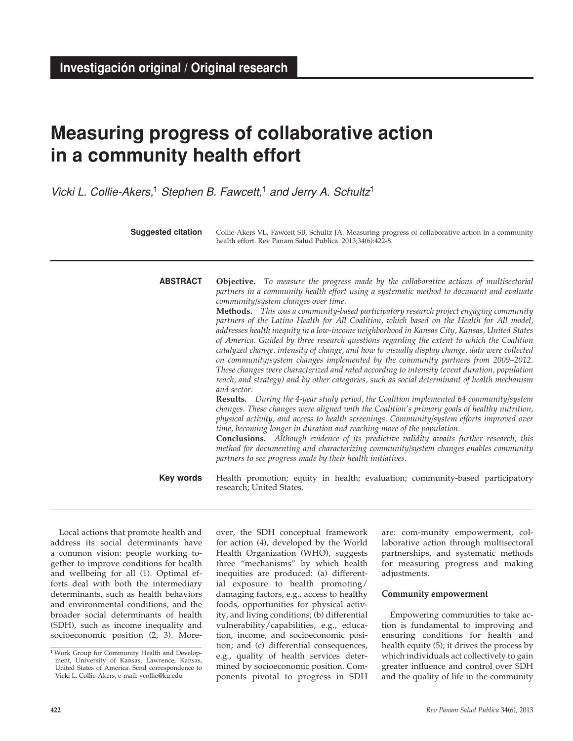**Investigación original / Original research**

# Measuring progress of collaborative action in a community health effort

*Vicki L. Collie-Akers,[1] Stephen B. Fawcett,[1] and Jerry A. Schultz[1]*

**Suggested citation** Collie-Akers VL, Fawcett SB, Schultz JA. Measuring progress of collaborative action in a community health effort. Rev Panam Salud Publica. 2013;34(6):422-8.

**ABSTRACT**

**Objective.** *To measure the progress made by the collaborative actions of multisectorial partners in a community health effort using a systematic method to document and evaluate community/system changes over time.*

**Methods.** *This was a community-based participatory research project engaging community partners of the Latino Health for All Coalition, which based on the Health for All model, addresses health inequity in a low-income neighborhood in Kansas City, Kansas, United States of America. Guided by three research questions regarding the extent to which the Coalition catalyzed change, intensity of change, and how to visually display change, data were collected on community/system changes implemented by the community partners from 2009–2012. These changes were characterized and rated according to intensity (event duration, population reach, and strategy) and by other categories, such as social determinant of health mechanism and sector.*

**Results.** *During the 4-year study period, the Coalition implemented 64 community/system changes. These changes were aligned with the Coalition's primary goals of healthy nutrition, physical activity, and access to health screenings. Community/system efforts improved over time, becoming longer in duration and reaching more of the population.*

**Conclusions.** *Although evidence of its predictive validity awaits further research, this method for documenting and characterizing community/system changes enables community partners to see progress made by their health initiatives.*

**Key words** Health promotion; equity in health; evaluation; community-based participatory research; United States.

---

Local actions that promote health and address its social determinants have a common vision: people working together to improve conditions for health and wellbeing for all (1). Optimal efforts deal with both the intermediary determinants, such as health behaviors and environmental conditions, and the broader social determinants of health (SDH), such as income inequality and socioeconomic position (2, 3). Moreover, the SDH conceptual framework for action (4), developed by the World Health Organization (WHO), suggests three "mechanisms" by which health inequities are produced: (a) differential exposure to health promoting/damaging factors, e.g., access to healthy foods, opportunities for physical activity, and living conditions; (b) differential vulnerability/capabilities, e.g., education, income, and socioeconomic position; and (c) differential consequences, e.g., quality of health services determined by socioeconomic position. Components pivotal to progress in SDH are: com-munity empowerment, collaborative action through multisectoral partnerships, and systematic methods for measuring progress and making adjustments.

### Community empowerment

Empowering communities to take action is fundamental to improving and ensuring conditions for health and health equity (5); it drives the process by which individuals act collectively to gain greater influence and control over SDH and the quality of life in the community

---

[1] Work Group for Community Health and Development, University of Kansas, Lawrence, Kansas, United States of America. Send correspondence to Vicki L. Collie-Akers, e-mail: vcollie@ku.edu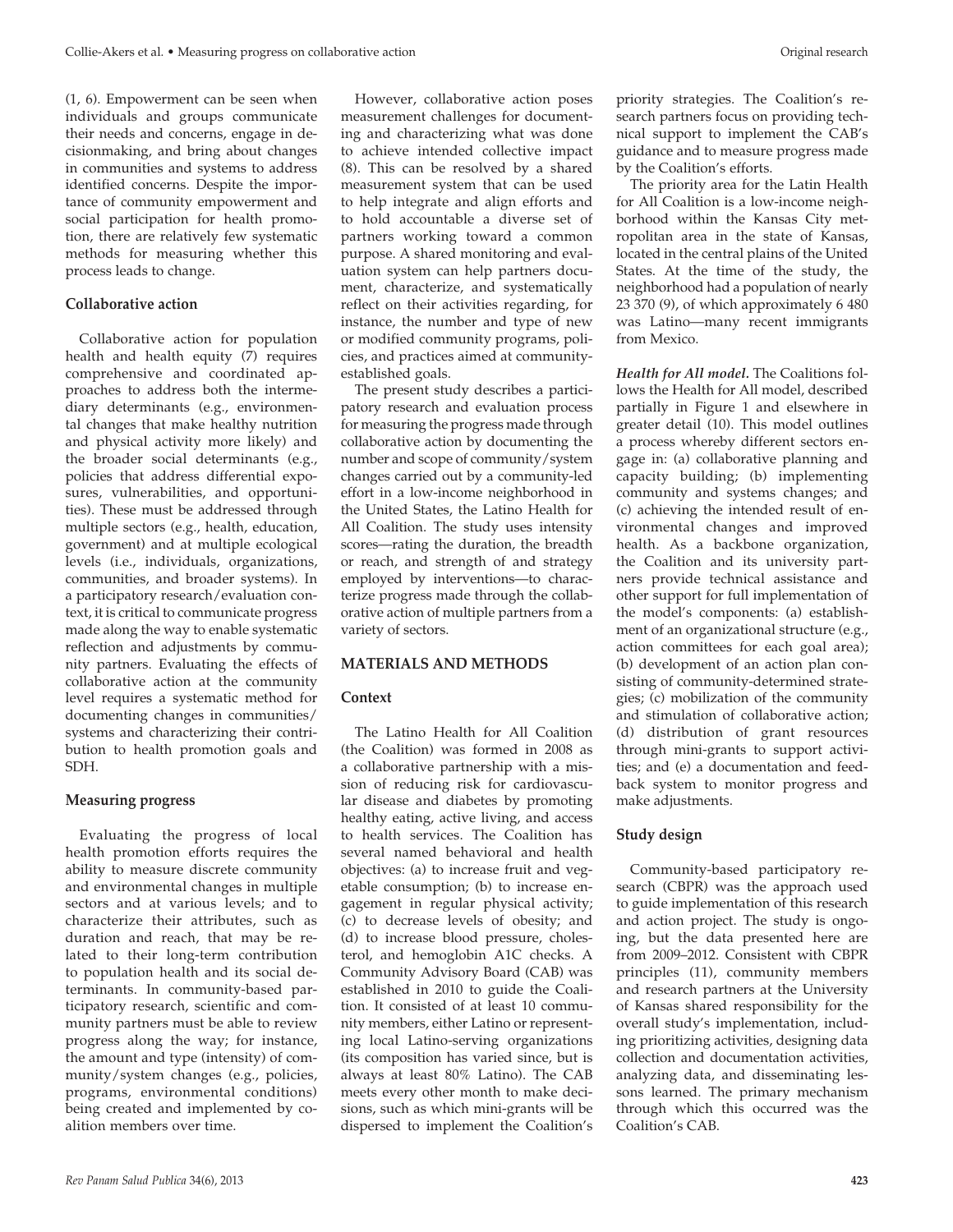(1, 6). Empowerment can be seen when individuals and groups communicate their needs and concerns, engage in decisionmaking, and bring about changes in communities and systems to address identified concerns. Despite the importance of community empowerment and social participation for health promotion, there are relatively few systematic methods for measuring whether this process leads to change.

### Collaborative action

Collaborative action for population health and health equity (7) requires comprehensive and coordinated approaches to address both the intermediary determinants (e.g., environmental changes that make healthy nutrition and physical activity more likely) and the broader social determinants (e.g., policies that address differential exposures, vulnerabilities, and opportunities). These must be addressed through multiple sectors (e.g., health, education, government) and at multiple ecological levels (i.e., individuals, organizations, communities, and broader systems). In a participatory research/evaluation context, it is critical to communicate progress made along the way to enable systematic reflection and adjustments by community partners. Evaluating the effects of collaborative action at the community level requires a systematic method for documenting changes in communities/systems and characterizing their contribution to health promotion goals and SDH.

### Measuring progress

Evaluating the progress of local health promotion efforts requires the ability to measure discrete community and environmental changes in multiple sectors and at various levels; and to characterize their attributes, such as duration and reach, that may be related to their long-term contribution to population health and its social determinants. In community-based participatory research, scientific and community partners must be able to review progress along the way; for instance, the amount and type (intensity) of community/system changes (e.g., policies, programs, environmental conditions) being created and implemented by coalition members over time.

However, collaborative action poses measurement challenges for documenting and characterizing what was done to achieve intended collective impact (8). This can be resolved by a shared measurement system that can be used to help integrate and align efforts and to hold accountable a diverse set of partners working toward a common purpose. A shared monitoring and evaluation system can help partners document, characterize, and systematically reflect on their activities regarding, for instance, the number and type of new or modified community programs, policies, and practices aimed at community-established goals.

The present study describes a participatory research and evaluation process for measuring the progress made through collaborative action by documenting the number and scope of community/system changes carried out by a community-led effort in a low-income neighborhood in the United States, the Latino Health for All Coalition. The study uses intensity scores—rating the duration, the breadth or reach, and strength of and strategy employed by interventions—to characterize progress made through the collaborative action of multiple partners from a variety of sectors.

## MATERIALS AND METHODS

### Context

The Latino Health for All Coalition (the Coalition) was formed in 2008 as a collaborative partnership with a mission of reducing risk for cardiovascular disease and diabetes by promoting healthy eating, active living, and access to health services. The Coalition has several named behavioral and health objectives: (a) to increase fruit and vegetable consumption; (b) to increase engagement in regular physical activity; (c) to decrease levels of obesity; and (d) to increase blood pressure, cholesterol, and hemoglobin A1C checks. A Community Advisory Board (CAB) was established in 2010 to guide the Coalition. It consisted of at least 10 community members, either Latino or representing local Latino-serving organizations (its composition has varied since, but is always at least 80% Latino). The CAB meets every other month to make decisions, such as which mini-grants will be dispersed to implement the Coalition's priority strategies. The Coalition's research partners focus on providing technical support to implement the CAB's guidance and to measure progress made by the Coalition's efforts.

The priority area for the Latin Health for All Coalition is a low-income neighborhood within the Kansas City metropolitan area in the state of Kansas, located in the central plains of the United States. At the time of the study, the neighborhood had a population of nearly 23 370 (9), of which approximately 6 480 was Latino—many recent immigrants from Mexico.

***Health for All model.*** The Coalitions follows the Health for All model, described partially in Figure 1 and elsewhere in greater detail (10). This model outlines a process whereby different sectors engage in: (a) collaborative planning and capacity building; (b) implementing community and systems changes; and (c) achieving the intended result of environmental changes and improved health. As a backbone organization, the Coalition and its university partners provide technical assistance and other support for full implementation of the model's components: (a) establishment of an organizational structure (e.g., action committees for each goal area); (b) development of an action plan consisting of community-determined strategies; (c) mobilization of the community and stimulation of collaborative action; (d) distribution of grant resources through mini-grants to support activities; and (e) a documentation and feedback system to monitor progress and make adjustments.

### Study design

Community-based participatory research (CBPR) was the approach used to guide implementation of this research and action project. The study is ongoing, but the data presented here are from 2009–2012. Consistent with CBPR principles (11), community members and research partners at the University of Kansas shared responsibility for the overall study's implementation, including prioritizing activities, designing data collection and documentation activities, analyzing data, and disseminating lessons learned. The primary mechanism through which this occurred was the Coalition's CAB.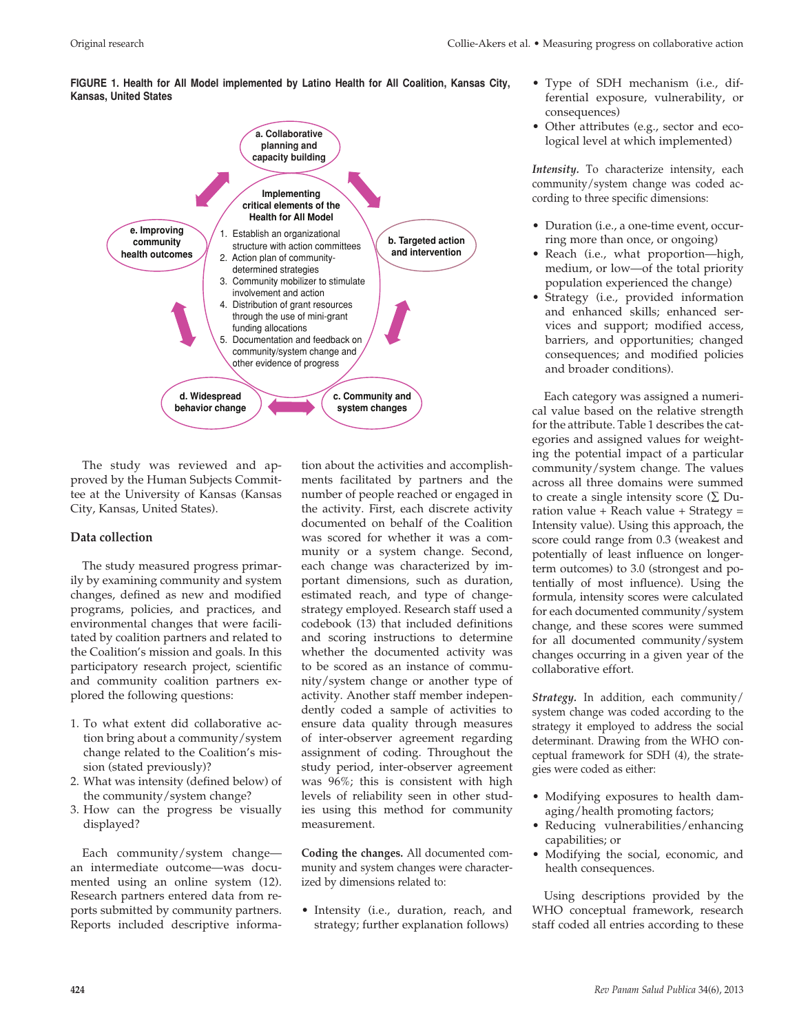**FIGURE 1. Health for All Model implemented by Latino Health for All Coalition, Kansas City, Kansas, United States**

a. Collaborative planning and capacity building

b. Targeted action and intervention

c. Community and system changes

d. Widespread behavior change

e. Improving community health outcomes

Implementing critical elements of the Health for All Model

1. Establish an organizational structure with action committees
2. Action plan of community-determined strategies
3. Community mobilizer to stimulate involvement and action
4. Distribution of grant resources through the use of mini-grant funding allocations
5. Documentation and feedback on community/system change and other evidence of progress

The study was reviewed and approved by the Human Subjects Committee at the University of Kansas (Kansas City, Kansas, United States).

## Data collection

The study measured progress primarily by examining community and system changes, defined as new and modified programs, policies, and practices, and environmental changes that were facilitated by coalition partners and related to the Coalition's mission and goals. In this participatory research project, scientific and community coalition partners explored the following questions:

1. To what extent did collaborative action bring about a community/system change related to the Coalition's mission (stated previously)?
2. What was intensity (defined below) of the community/system change?
3. How can the progress be visually displayed?

Each community/system change—an intermediate outcome—was documented using an online system (12). Research partners entered data from reports submitted by community partners. Reports included descriptive information about the activities and accomplishments facilitated by partners and the number of people reached or engaged in the activity. First, each discrete activity documented on behalf of the Coalition was scored for whether it was a community or a system change. Second, each change was characterized by important dimensions, such as duration, estimated reach, and type of change-strategy employed. Research staff used a codebook (13) that included definitions and scoring instructions to determine whether the documented activity was to be scored as an instance of community/system change or another type of activity. Another staff member independently coded a sample of activities to ensure data quality through measures of inter-observer agreement regarding assignment of coding. Throughout the study period, inter-observer agreement was 96%; this is consistent with high levels of reliability seen in other studies using this method for community measurement.

**Coding the changes.** All documented community and system changes were characterized by dimensions related to:

- Intensity (i.e., duration, reach, and strategy; further explanation follows)
- Type of SDH mechanism (i.e., differential exposure, vulnerability, or consequences)
- Other attributes (e.g., sector and ecological level at which implemented)

***Intensity.*** To characterize intensity, each community/system change was coded according to three specific dimensions:

- Duration (i.e., a one-time event, occurring more than once, or ongoing)
- Reach (i.e., what proportion—high, medium, or low—of the total priority population experienced the change)
- Strategy (i.e., provided information and enhanced skills; enhanced services and support; modified access, barriers, and opportunities; changed consequences; and modified policies and broader conditions).

Each category was assigned a numerical value based on the relative strength for the attribute. Table 1 describes the categories and assigned values for weighting the potential impact of a particular community/system change. The values across all three domains were summed to create a single intensity score (∑ Duration value + Reach value + Strategy = Intensity value). Using this approach, the score could range from 0.3 (weakest and potentially of least influence on longer-term outcomes) to 3.0 (strongest and potentially of most influence). Using the formula, intensity scores were calculated for each documented community/system change, and these scores were summed for all documented community/system changes occurring in a given year of the collaborative effort.

***Strategy.*** In addition, each community/system change was coded according to the strategy it employed to address the social determinant. Drawing from the WHO conceptual framework for SDH (4), the strategies were coded as either:

- Modifying exposures to health damaging/health promoting factors;
- Reducing vulnerabilities/enhancing capabilities; or
- Modifying the social, economic, and health consequences.

Using descriptions provided by the WHO conceptual framework, research staff coded all entries according to these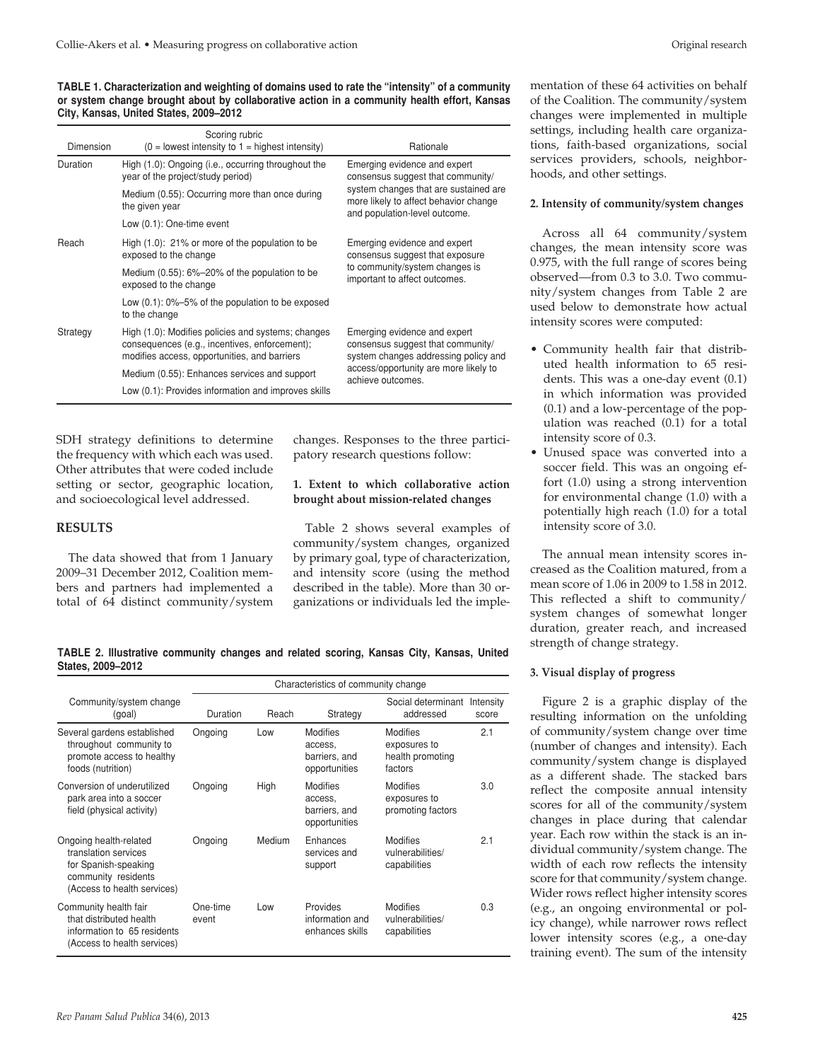**TABLE 1. Characterization and weighting of domains used to rate the "intensity" of a community or system change brought about by collaborative action in a community health effort, Kansas City, Kansas, United States, 2009–2012**

| Dimension | Scoring rubric (0 = lowest intensity to 1 = highest intensity) | Rationale |
|---|---|---|
| Duration | High (1.0): Ongoing (i.e., occurring throughout the year of the project/study period) | Emerging evidence and expert consensus suggest that community/system changes that are sustained are more likely to affect behavior change and population-level outcome. |
| | Medium (0.55): Occurring more than once during the given year | |
| | Low (0.1): One-time event | |
| Reach | High (1.0): 21% or more of the population to be exposed to the change | Emerging evidence and expert consensus suggest that exposure to community/system changes is important to affect outcomes. |
| | Medium (0.55): 6%–20% of the population to be exposed to the change | |
| | Low (0.1): 0%–5% of the population to be exposed to the change | |
| Strategy | High (1.0): Modifies policies and systems; changes consequences (e.g., incentives, enforcement); modifies access, opportunities, and barriers | Emerging evidence and expert consensus suggest that community/system changes addressing policy and access/opportunity are more likely to achieve outcomes. |
| | Medium (0.55): Enhances services and support | |
| | Low (0.1): Provides information and improves skills | |

SDH strategy definitions to determine the frequency with which each was used. Other attributes that were coded include setting or sector, geographic location, and socioecological level addressed.

## RESULTS

The data showed that from 1 January 2009–31 December 2012, Coalition members and partners had implemented a total of 64 distinct community/system changes. Responses to the three participatory research questions follow:

#### 1. Extent to which collaborative action brought about mission-related changes

Table 2 shows several examples of community/system changes, organized by primary goal, type of characterization, and intensity score (using the method described in the table). More than 30 organizations or individuals led the implementation of these 64 activities on behalf of the Coalition. The community/system changes were implemented in multiple settings, including health care organizations, faith-based organizations, social services providers, schools, neighborhoods, and other settings.

**TABLE 2. Illustrative community changes and related scoring, Kansas City, Kansas, United States, 2009–2012**

| Community/system change (goal) | Characteristics of community change | | | | |
|---|---|---|---|---|---|
| | Duration | Reach | Strategy | Social determinant addressed | Intensity score |
| Several gardens established throughout community to promote access to healthy foods (nutrition) | Ongoing | Low | Modifies access, barriers, and opportunities | Modifies exposures to health promoting factors | 2.1 |
| Conversion of underutilized park area into a soccer field (physical activity) | Ongoing | High | Modifies access, barriers, and opportunities | Modifies exposures to promoting factors | 3.0 |
| Ongoing health-related translation services for Spanish-speaking community residents (Access to health services) | Ongoing | Medium | Enhances services and support | Modifies vulnerabilities/ capabilities | 2.1 |
| Community health fair that distributed health information to 65 residents (Access to health services) | One-time event | Low | Provides information and enhances skills | Modifies vulnerabilities/ capabilities | 0.3 |

#### 2. Intensity of community/system changes

Across all 64 community/system changes, the mean intensity score was 0.975, with the full range of scores being observed—from 0.3 to 3.0. Two community/system changes from Table 2 are used below to demonstrate how actual intensity scores were computed:

- Community health fair that distributed health information to 65 residents. This was a one-day event (0.1) in which information was provided (0.1) and a low-percentage of the population was reached (0.1) for a total intensity score of 0.3.
- Unused space was converted into a soccer field. This was an ongoing effort (1.0) using a strong intervention for environmental change (1.0) with a potentially high reach (1.0) for a total intensity score of 3.0.

The annual mean intensity scores increased as the Coalition matured, from a mean score of 1.06 in 2009 to 1.58 in 2012. This reflected a shift to community/system changes of somewhat longer duration, greater reach, and increased strength of change strategy.

#### 3. Visual display of progress

Figure 2 is a graphic display of the resulting information on the unfolding of community/system change over time (number of changes and intensity). Each community/system change is displayed as a different shade. The stacked bars reflect the composite annual intensity scores for all of the community/system changes in place during that calendar year. Each row within the stack is an individual community/system change. The width of each row reflects the intensity score for that community/system change. Wider rows reflect higher intensity scores (e.g., an ongoing environmental or policy change), while narrower rows reflect lower intensity scores (e.g., a one-day training event). The sum of the intensity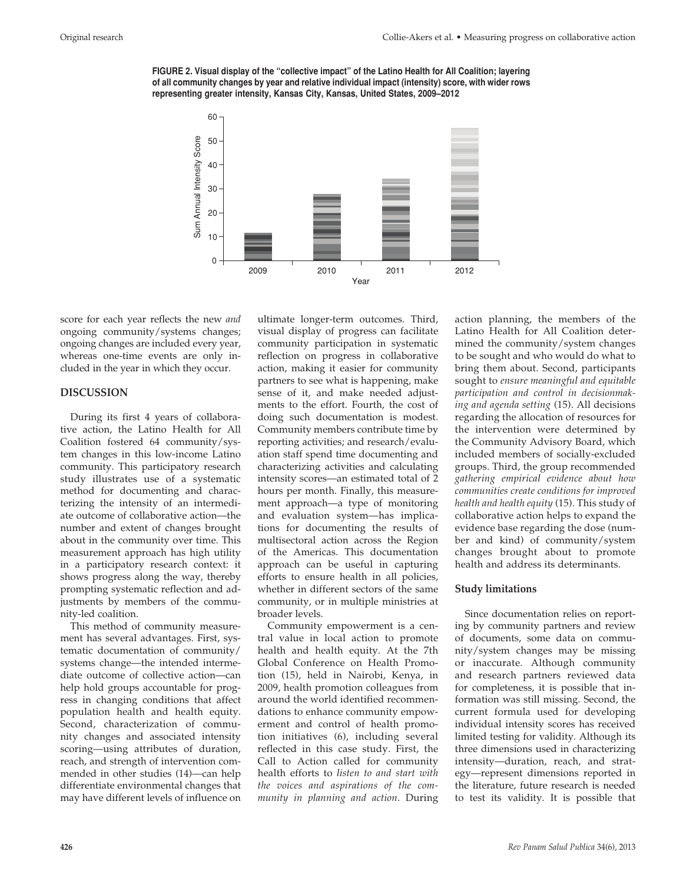**FIGURE 2. Visual display of the "collective impact" of the Latino Health for All Coalition; layering of all community changes by year and relative individual impact (intensity) score, with wider rows representing greater intensity, Kansas City, Kansas, United States, 2009–2012**

score for each year reflects the new *and* ongoing community/systems changes; ongoing changes are included every year, whereas one-time events are only included in the year in which they occur.

## DISCUSSION

During its first 4 years of collaborative action, the Latino Health for All Coalition fostered 64 community/system changes in this low-income Latino community. This participatory research study illustrates use of a systematic method for documenting and characterizing the intensity of an intermediate outcome of collaborative action—the number and extent of changes brought about in the community over time. This measurement approach has high utility in a participatory research context: it shows progress along the way, thereby prompting systematic reflection and adjustments by members of the community-led coalition.

This method of community measurement has several advantages. First, systematic documentation of community/systems change—the intended intermediate outcome of collective action—can help hold groups accountable for progress in changing conditions that affect population health and health equity. Second, characterization of community changes and associated intensity scoring—using attributes of duration, reach, and strength of intervention commended in other studies (14)—can help differentiate environmental changes that may have different levels of influence on ultimate longer-term outcomes. Third, visual display of progress can facilitate community participation in systematic reflection on progress in collaborative action, making it easier for community partners to see what is happening, make sense of it, and make needed adjustments to the effort. Fourth, the cost of doing such documentation is modest. Community members contribute time by reporting activities; and research/evaluation staff spend time documenting and characterizing activities and calculating intensity scores—an estimated total of 2 hours per month. Finally, this measurement approach—a type of monitoring and evaluation system—has implications for documenting the results of multisectoral action across the Region of the Americas. This documentation approach can be useful in capturing efforts to ensure health in all policies, whether in different sectors of the same community, or in multiple ministries at broader levels.

Community empowerment is a central value in local action to promote health and health equity. At the 7th Global Conference on Health Promotion (15), held in Nairobi, Kenya, in 2009, health promotion colleagues from around the world identified recommendations to enhance community empowerment and control of health promotion initiatives (6), including several reflected in this case study. First, the Call to Action called for community health efforts to *listen to and start with the voices and aspirations of the community in planning and action*. During action planning, the members of the Latino Health for All Coalition determined the community/system changes to be sought and who would do what to bring them about. Second, participants sought to *ensure meaningful and equitable participation and control in decisionmaking and agenda setting* (15). All decisions regarding the allocation of resources for the intervention were determined by the Community Advisory Board, which included members of socially-excluded groups. Third, the group recommended *gathering empirical evidence about how communities create conditions for improved health and health equity* (15). This study of collaborative action helps to expand the evidence base regarding the dose (number and kind) of community/system changes brought about to promote health and address its determinants.

### Study limitations

Since documentation relies on reporting by community partners and review of documents, some data on community/system changes may be missing or inaccurate. Although community and research partners reviewed data for completeness, it is possible that information was still missing. Second, the current formula used for developing individual intensity scores has received limited testing for validity. Although its three dimensions used in characterizing intensity—duration, reach, and strategy—represent dimensions reported in the literature, future research is needed to test its validity. It is possible that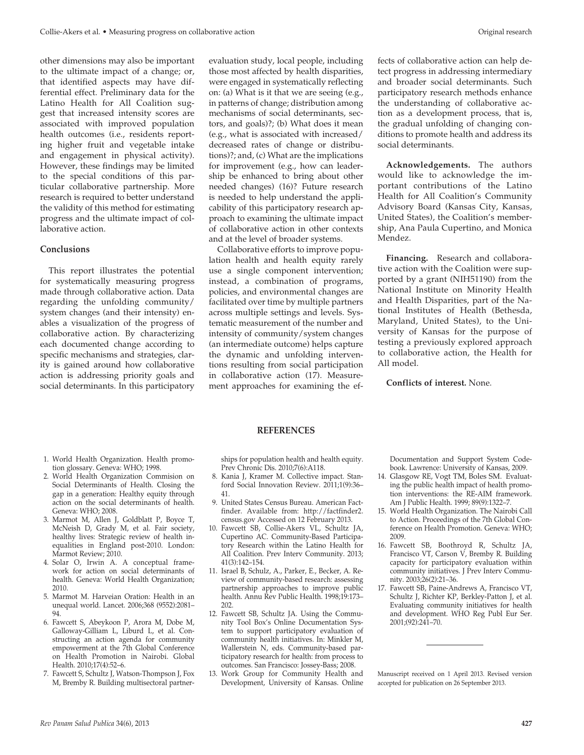other dimensions may also be important to the ultimate impact of a change; or, that identified aspects may have differential effect. Preliminary data for the Latino Health for All Coalition suggest that increased intensity scores are associated with improved population health outcomes (i.e., residents reporting higher fruit and vegetable intake and engagement in physical activity). However, these findings may be limited to the special conditions of this particular collaborative partnership. More research is required to better understand the validity of this method for estimating progress and the ultimate impact of collaborative action.

## Conclusions

This report illustrates the potential for systematically measuring progress made through collaborative action. Data regarding the unfolding community/system changes (and their intensity) enables a visualization of the progress of collaborative action. By characterizing each documented change according to specific mechanisms and strategies, clarity is gained around how collaborative action is addressing priority goals and social determinants. In this participatory evaluation study, local people, including those most affected by health disparities, were engaged in systematically reflecting on: (a) What is it that we are seeing (e.g., in patterns of change; distribution among mechanisms of social determinants, sectors, and goals)?; (b) What does it mean (e.g., what is associated with increased/decreased rates of change or distributions)?; and, (c) What are the implications for improvement (e.g., how can leadership be enhanced to bring about other needed changes) (16)? Future research is needed to help understand the applicability of this participatory research approach to examining the ultimate impact of collaborative action in other contexts and at the level of broader systems.

Collaborative efforts to improve population health and health equity rarely use a single component intervention; instead, a combination of programs, policies, and environmental changes are facilitated over time by multiple partners across multiple settings and levels. Systematic measurement of the number and intensity of community/system changes (an intermediate outcome) helps capture the dynamic and unfolding interventions resulting from social participation in collaborative action (17). Measurement approaches for examining the effects of collaborative action can help detect progress in addressing intermediary and broader social determinants. Such participatory research methods enhance the understanding of collaborative action as a development process, that is, the gradual unfolding of changing conditions to promote health and address its social determinants.

**Acknowledgements.** The authors would like to acknowledge the important contributions of the Latino Health for All Coalition's Community Advisory Board (Kansas City, Kansas, United States), the Coalition's membership, Ana Paula Cupertino, and Monica Mendez.

**Financing.** Research and collaborative action with the Coalition were supported by a grant (NIH51190) from the National Institute on Minority Health and Health Disparities, part of the National Institutes of Health (Bethesda, Maryland, United States), to the University of Kansas for the purpose of testing a previously explored approach to collaborative action, the Health for All model.

**Conflicts of interest.** None.

## REFERENCES

1. World Health Organization. Health promotion glossary. Geneva: WHO; 1998.
2. World Health Organization Commision on Social Determinants of Health. Closing the gap in a generation: Healthy equity through action on the social determinants of health. Geneva: WHO; 2008.
3. Marmot M, Allen J, Goldblatt P, Boyce T, McNeish D, Grady M, et al. Fair society, healthy lives: Strategic review of health inequalities in England post-2010. London: Marmot Review; 2010.
4. Solar O, Irwin A. A conceptual framework for action on social determinants of health. Geneva: World Health Organization; 2010.
5. Marmot M. Harveian Oration: Health in an unequal world. Lancet. 2006;368 (9552):2081–94.
6. Fawcett S, Abeykoon P, Arora M, Dobe M, Galloway-Gilliam L, Liburd L, et al. Constructing an action agenda for community empowerment at the 7th Global Conference on Health Promotion in Nairobi. Global Health. 2010;17(4):52–6.
7. Fawcett S, Schultz J, Watson-Thompson J, Fox M, Bremby R. Building multisectoral partnerships for population health and health equity. Prev Chronic Dis. 2010;7(6):A118.
8. Kania J, Kramer M. Collective impact. Stanford Social Innovation Review. 2011;1(9):36–41.
9. United States Census Bureau. American Factfinder. Available from: http://factfinder2.census.gov Accessed on 12 February 2013.
10. Fawcett SB, Collie-Akers VL, Schultz JA, Cupertino AC. Community-Based Participatory Research within the Latino Health for All Coalition. Prev Interv Community. 2013; 41(3):142–154.
11. Israel B, Schulz, A., Parker, E., Becker, A. Review of community-based research: assessing partnership approaches to improve public health. Annu Rev Public Health. 1998;19:173–202.
12. Fawcett SB, Schultz JA. Using the Community Tool Box's Online Documentation System to support participatory evaluation of community health initiatives. In: Minkler M, Wallerstein N, eds. Community-based participatory research for health: from process to outcomes. San Francisco: Jossey-Bass; 2008.
13. Work Group for Community Health and Development, University of Kansas. Online Documentation and Support System Codebook. Lawrence: University of Kansas, 2009.
14. Glasgow RE, Vogt TM, Boles SM. Evaluating the public health impact of health promotion interventions: the RE-AIM framework. Am J Public Health. 1999; 89(9):1322–7.
15. World Health Organization. The Nairobi Call to Action. Proceedings of the 7th Global Conference on Health Promotion. Geneva: WHO; 2009.
16. Fawcett SB, Boothroyd R, Schultz JA, Francisco VT, Carson V, Bremby R. Building capacity for participatory evaluation within community initiatives. J Prev Interv Community. 2003;26(2):21–36.
17. Fawcett SB, Paine-Andrews A, Francisco VT, Schultz J, Richter KP, Berkley-Patton J, et al. Evaluating community initiatives for health and development. WHO Reg Publ Eur Ser. 2001;(92):241–70.

Manuscript received on 1 April 2013. Revised version accepted for publication on 26 September 2013.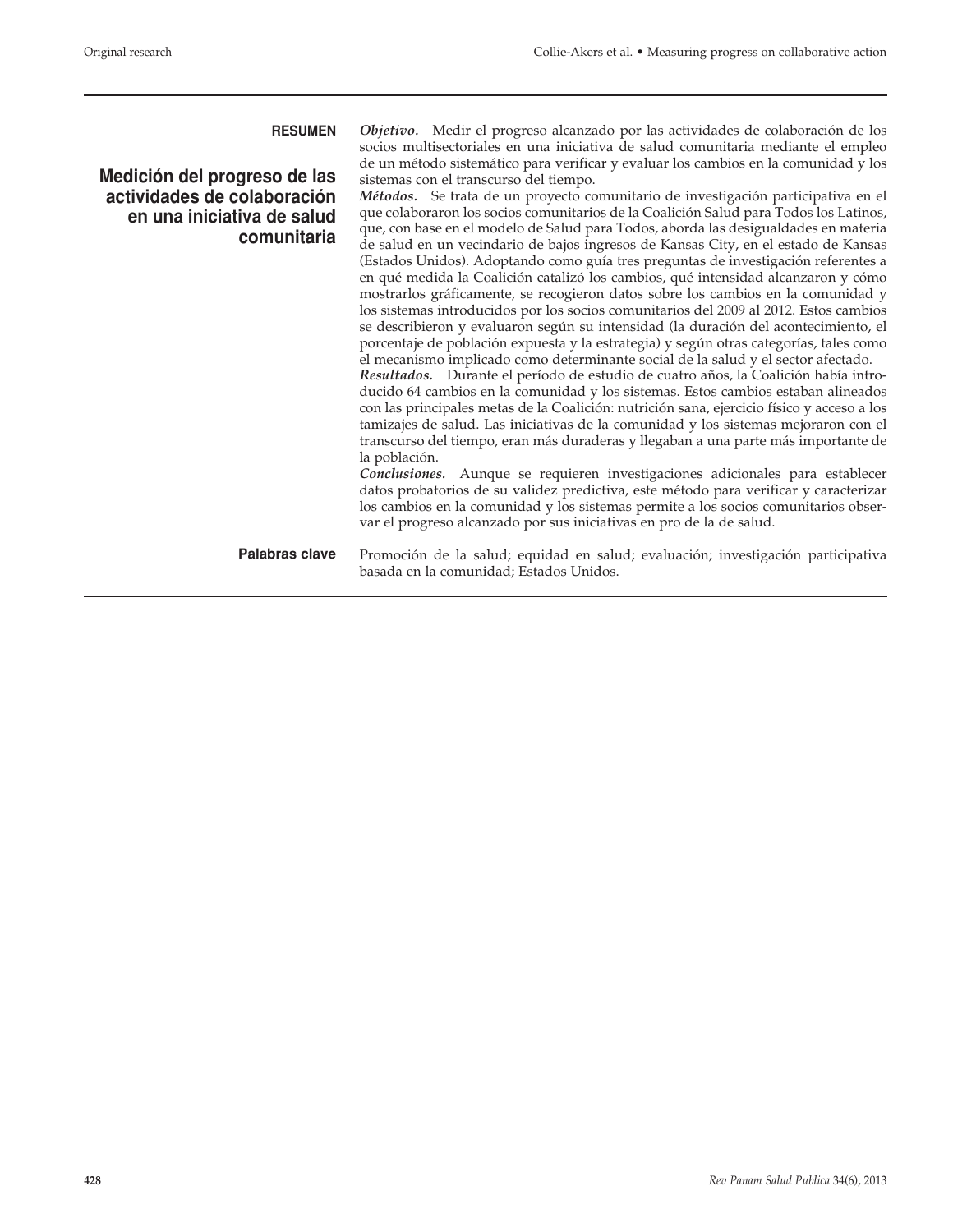## RESUMEN

### Medición del progreso de las actividades de colaboración en una iniciativa de salud comunitaria

*Objetivo.* Medir el progreso alcanzado por las actividades de colaboración de los socios multisectoriales en una iniciativa de salud comunitaria mediante el empleo de un método sistemático para verificar y evaluar los cambios en la comunidad y los sistemas con el transcurso del tiempo.

*Métodos.* Se trata de un proyecto comunitario de investigación participativa en el que colaboraron los socios comunitarios de la Coalición Salud para Todos los Latinos, que, con base en el modelo de Salud para Todos, aborda las desigualdades en materia de salud en un vecindario de bajos ingresos de Kansas City, en el estado de Kansas (Estados Unidos). Adoptando como guía tres preguntas de investigación referentes a en qué medida la Coalición catalizó los cambios, qué intensidad alcanzaron y cómo mostrarlos gráficamente, se recogieron datos sobre los cambios en la comunidad y los sistemas introducidos por los socios comunitarios del 2009 al 2012. Estos cambios se describieron y evaluaron según su intensidad (la duración del acontecimiento, el porcentaje de población expuesta y la estrategia) y según otras categorías, tales como el mecanismo implicado como determinante social de la salud y el sector afectado.

*Resultados.* Durante el período de estudio de cuatro años, la Coalición había introducido 64 cambios en la comunidad y los sistemas. Estos cambios estaban alineados con las principales metas de la Coalición: nutrición sana, ejercicio físico y acceso a los tamizajes de salud. Las iniciativas de la comunidad y los sistemas mejoraron con el transcurso del tiempo, eran más duraderas y llegaban a una parte más importante de la población.

*Conclusiones.* Aunque se requieren investigaciones adicionales para establecer datos probatorios de su validez predictiva, este método para verificar y caracterizar los cambios en la comunidad y los sistemas permite a los socios comunitarios observar el progreso alcanzado por sus iniciativas en pro de la de salud.

**Palabras clave** Promoción de la salud; equidad en salud; evaluación; investigación participativa basada en la comunidad; Estados Unidos.